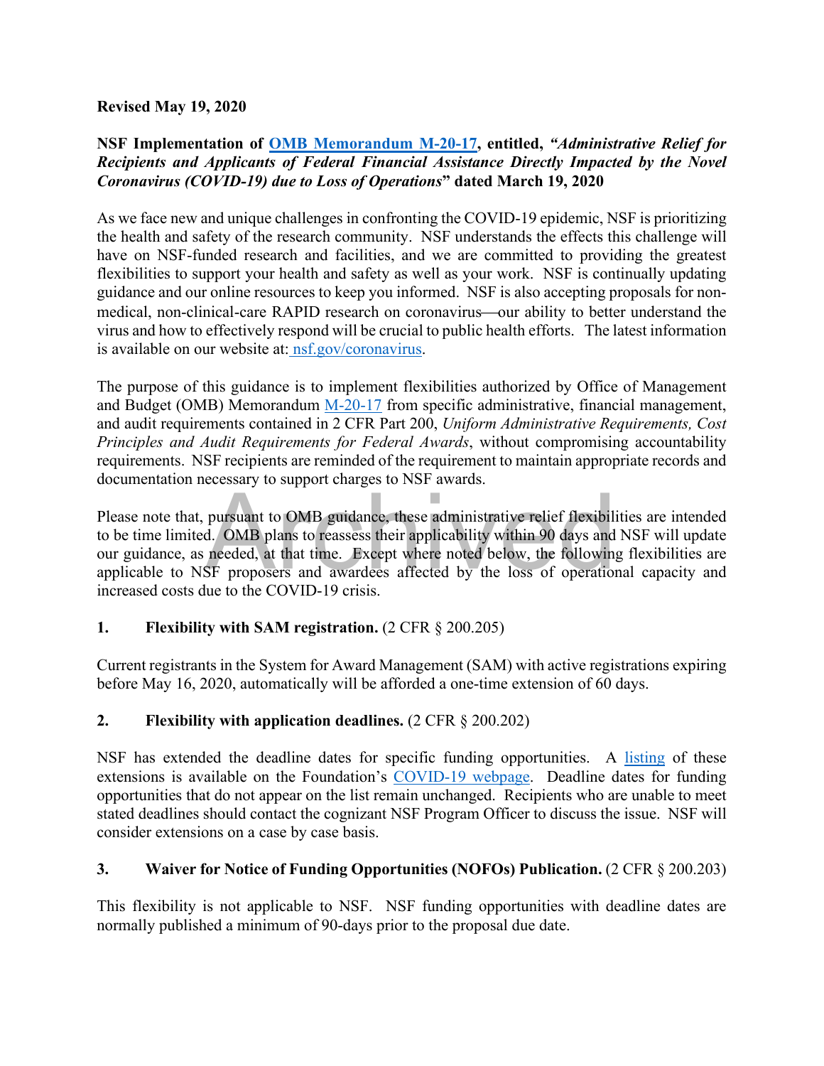**Revised May 19, 2020**

**NSF Implementation of OMB Memorandum M-20-17, entitled, *"Administrative Relief for Recipients and Applicants of Federal Financial Assistance Directly Impacted by the Novel Coronavirus (COVID-19) due to Loss of Operations*" dated March 19, 2020**

As we face new and unique challenges in confronting the COVID-19 epidemic, NSF is prioritizing the health and safety of the research community. NSF understands the effects this challenge will have on NSF-funded research and facilities, and we are committed to providing the greatest flexibilities to support your health and safety as well as your work. NSF is continually updating guidance and our online resources to keep you informed. NSF is also accepting proposals for non-medical, non-clinical-care RAPID research on coronavirus—our ability to better understand the virus and how to effectively respond will be crucial to public health efforts. The latest information is available on our website at: nsf.gov/coronavirus.

The purpose of this guidance is to implement flexibilities authorized by Office of Management and Budget (OMB) Memorandum M-20-17 from specific administrative, financial management, and audit requirements contained in 2 CFR Part 200, *Uniform Administrative Requirements, Cost Principles and Audit Requirements for Federal Awards*, without compromising accountability requirements. NSF recipients are reminded of the requirement to maintain appropriate records and documentation necessary to support charges to NSF awards.

Please note that, pursuant to OMB guidance, these administrative relief flexibilities are intended to be time limited. OMB plans to reassess their applicability within 90 days and NSF will update our guidance, as needed, at that time. Except where noted below, the following flexibilities are applicable to NSF proposers and awardees affected by the loss of operational capacity and increased costs due to the COVID-19 crisis.

**1. Flexibility with SAM registration.** (2 CFR § 200.205)

Current registrants in the System for Award Management (SAM) with active registrations expiring before May 16, 2020, automatically will be afforded a one-time extension of 60 days.

**2. Flexibility with application deadlines.** (2 CFR § 200.202)

NSF has extended the deadline dates for specific funding opportunities. A listing of these extensions is available on the Foundation's COVID-19 webpage. Deadline dates for funding opportunities that do not appear on the list remain unchanged. Recipients who are unable to meet stated deadlines should contact the cognizant NSF Program Officer to discuss the issue. NSF will consider extensions on a case by case basis.

**3. Waiver for Notice of Funding Opportunities (NOFOs) Publication.** (2 CFR § 200.203)

This flexibility is not applicable to NSF. NSF funding opportunities with deadline dates are normally published a minimum of 90-days prior to the proposal due date.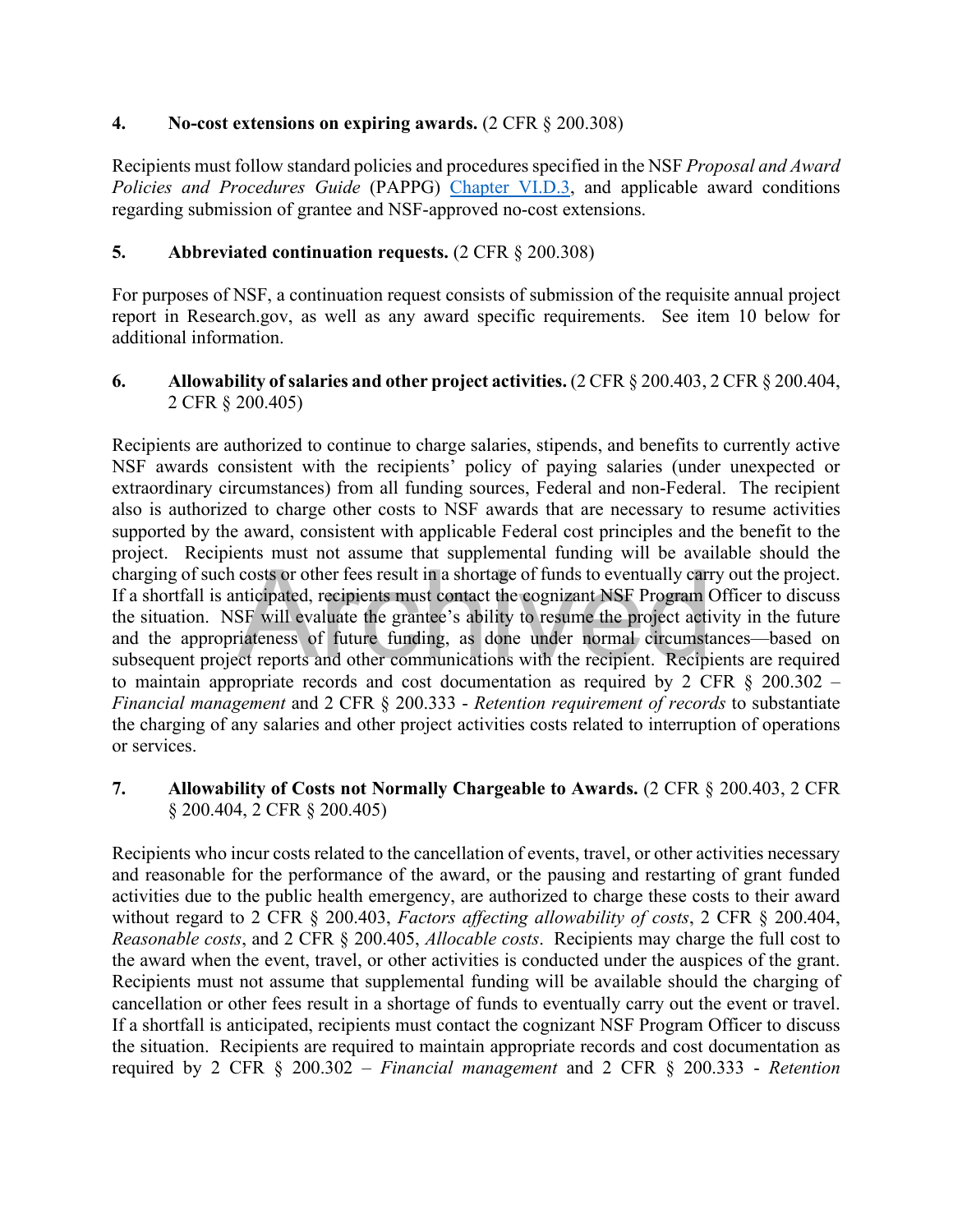**4. No-cost extensions on expiring awards.** (2 CFR § 200.308)

Recipients must follow standard policies and procedures specified in the NSF *Proposal and Award Policies and Procedures Guide* (PAPPG) [Chapter VI.D.3](), and applicable award conditions regarding submission of grantee and NSF-approved no-cost extensions.

**5. Abbreviated continuation requests.** (2 CFR § 200.308)

For purposes of NSF, a continuation request consists of submission of the requisite annual project report in Research.gov, as well as any award specific requirements. See item 10 below for additional information.

**6. Allowability of salaries and other project activities.** (2 CFR § 200.403, 2 CFR § 200.404, 2 CFR § 200.405)

Recipients are authorized to continue to charge salaries, stipends, and benefits to currently active NSF awards consistent with the recipients' policy of paying salaries (under unexpected or extraordinary circumstances) from all funding sources, Federal and non-Federal. The recipient also is authorized to charge other costs to NSF awards that are necessary to resume activities supported by the award, consistent with applicable Federal cost principles and the benefit to the project. Recipients must not assume that supplemental funding will be available should the charging of such costs or other fees result in a shortage of funds to eventually carry out the project. If a shortfall is anticipated, recipients must contact the cognizant NSF Program Officer to discuss the situation. NSF will evaluate the grantee's ability to resume the project activity in the future and the appropriateness of future funding, as done under normal circumstances—based on subsequent project reports and other communications with the recipient. Recipients are required to maintain appropriate records and cost documentation as required by 2 CFR § 200.302 – *Financial management* and 2 CFR § 200.333 - *Retention requirement of records* to substantiate the charging of any salaries and other project activities costs related to interruption of operations or services.

**7. Allowability of Costs not Normally Chargeable to Awards.** (2 CFR § 200.403, 2 CFR § 200.404, 2 CFR § 200.405)

Recipients who incur costs related to the cancellation of events, travel, or other activities necessary and reasonable for the performance of the award, or the pausing and restarting of grant funded activities due to the public health emergency, are authorized to charge these costs to their award without regard to 2 CFR § 200.403, *Factors affecting allowability of costs*, 2 CFR § 200.404, *Reasonable costs*, and 2 CFR § 200.405, *Allocable costs*. Recipients may charge the full cost to the award when the event, travel, or other activities is conducted under the auspices of the grant. Recipients must not assume that supplemental funding will be available should the charging of cancellation or other fees result in a shortage of funds to eventually carry out the event or travel. If a shortfall is anticipated, recipients must contact the cognizant NSF Program Officer to discuss the situation. Recipients are required to maintain appropriate records and cost documentation as required by 2 CFR § 200.302 – *Financial management* and 2 CFR § 200.333 - *Retention*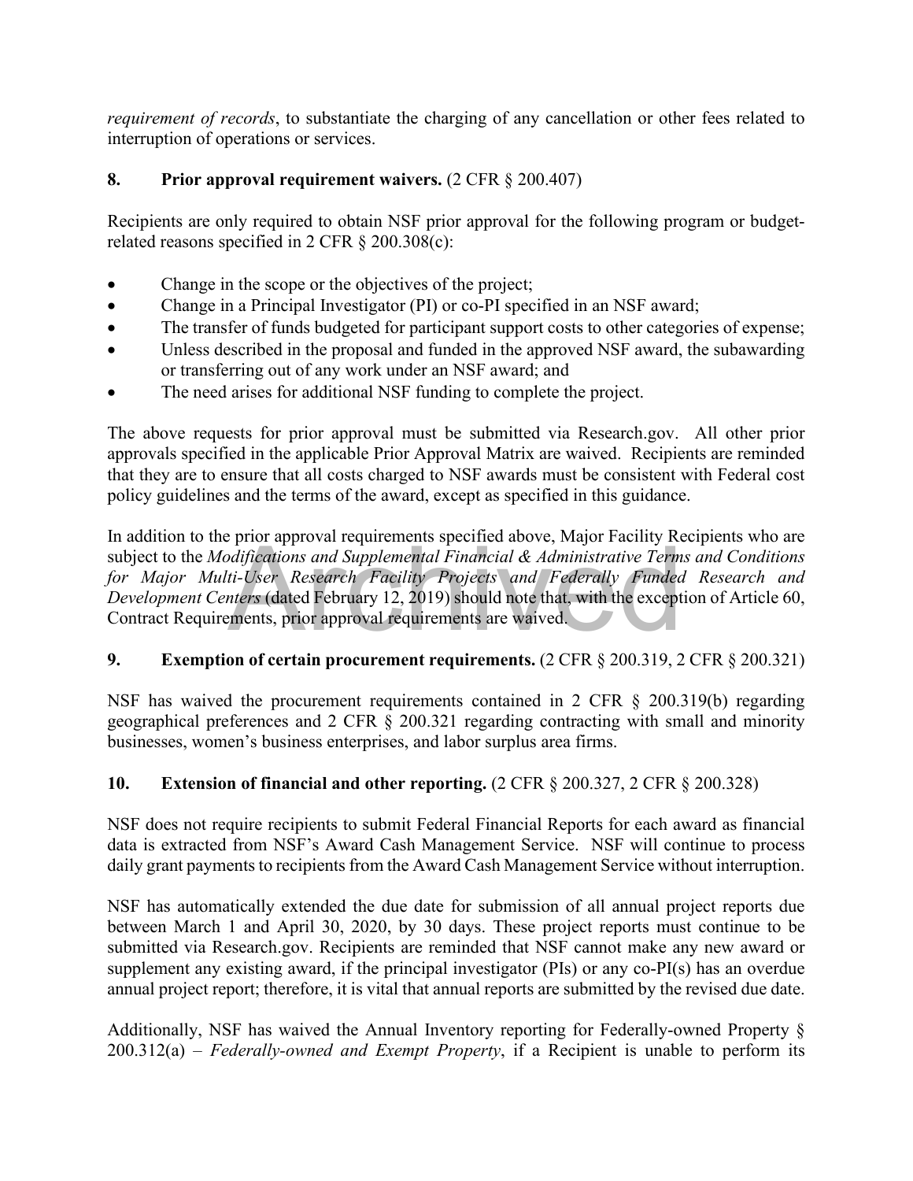*requirement of records*, to substantiate the charging of any cancellation or other fees related to interruption of operations or services.

**8. Prior approval requirement waivers.** (2 CFR § 200.407)

Recipients are only required to obtain NSF prior approval for the following program or budget-related reasons specified in 2 CFR § 200.308(c):

- Change in the scope or the objectives of the project;
- Change in a Principal Investigator (PI) or co-PI specified in an NSF award;
- The transfer of funds budgeted for participant support costs to other categories of expense;
- Unless described in the proposal and funded in the approved NSF award, the subawarding or transferring out of any work under an NSF award; and
- The need arises for additional NSF funding to complete the project.

The above requests for prior approval must be submitted via Research.gov. All other prior approvals specified in the applicable Prior Approval Matrix are waived. Recipients are reminded that they are to ensure that all costs charged to NSF awards must be consistent with Federal cost policy guidelines and the terms of the award, except as specified in this guidance.

In addition to the prior approval requirements specified above, Major Facility Recipients who are subject to the *Modifications and Supplemental Financial & Administrative Terms and Conditions for Major Multi-User Research Facility Projects and Federally Funded Research and Development Centers* (dated February 12, 2019) should note that, with the exception of Article 60, Contract Requirements, prior approval requirements are waived.

**9. Exemption of certain procurement requirements.** (2 CFR § 200.319, 2 CFR § 200.321)

NSF has waived the procurement requirements contained in 2 CFR § 200.319(b) regarding geographical preferences and 2 CFR § 200.321 regarding contracting with small and minority businesses, women's business enterprises, and labor surplus area firms.

**10. Extension of financial and other reporting.** (2 CFR § 200.327, 2 CFR § 200.328)

NSF does not require recipients to submit Federal Financial Reports for each award as financial data is extracted from NSF's Award Cash Management Service. NSF will continue to process daily grant payments to recipients from the Award Cash Management Service without interruption.

NSF has automatically extended the due date for submission of all annual project reports due between March 1 and April 30, 2020, by 30 days. These project reports must continue to be submitted via Research.gov. Recipients are reminded that NSF cannot make any new award or supplement any existing award, if the principal investigator (PIs) or any co-PI(s) has an overdue annual project report; therefore, it is vital that annual reports are submitted by the revised due date.

Additionally, NSF has waived the Annual Inventory reporting for Federally-owned Property § 200.312(a) – *Federally-owned and Exempt Property*, if a Recipient is unable to perform its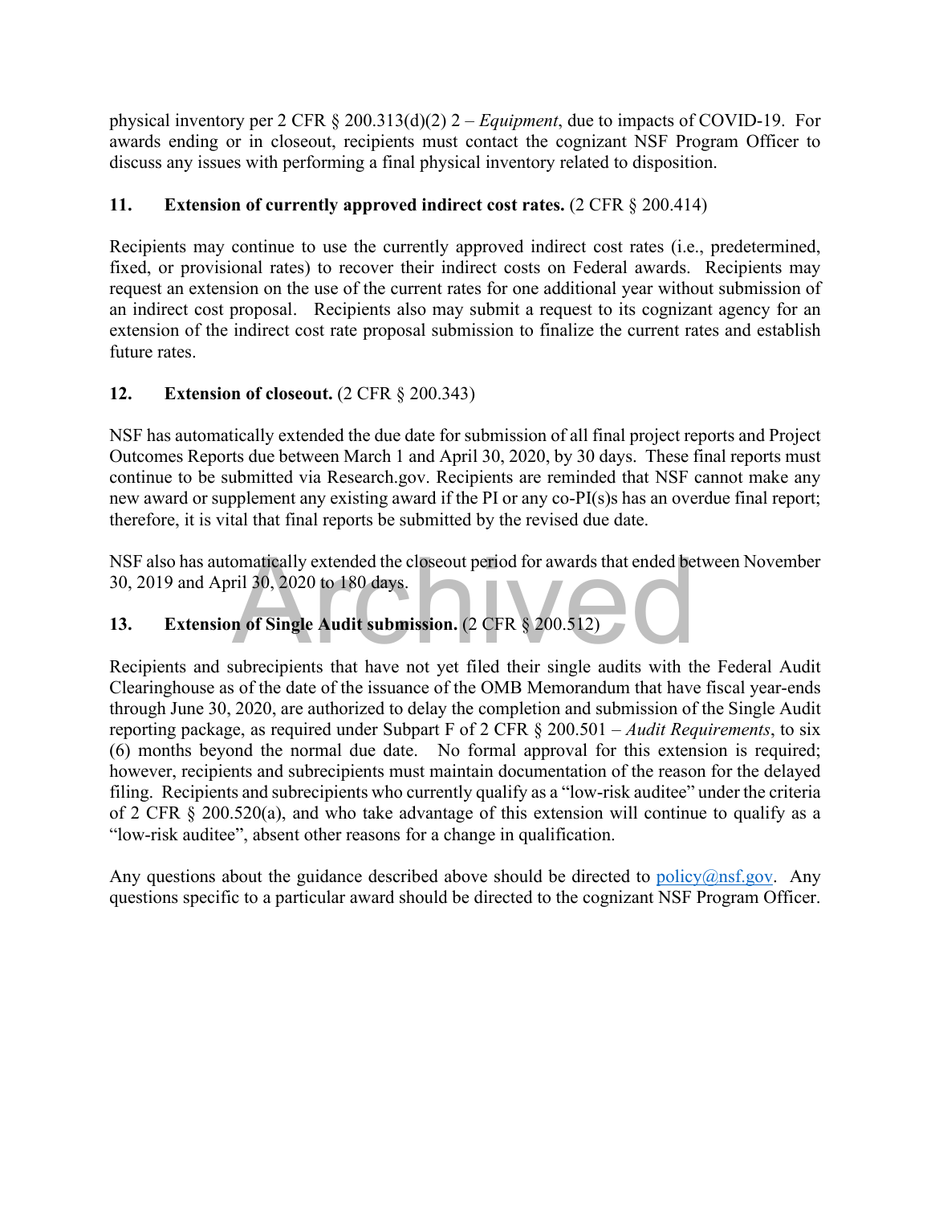physical inventory per 2 CFR § 200.313(d)(2) 2 – *Equipment*, due to impacts of COVID-19. For awards ending or in closeout, recipients must contact the cognizant NSF Program Officer to discuss any issues with performing a final physical inventory related to disposition.

### 11. **Extension of currently approved indirect cost rates.** (2 CFR § 200.414)

Recipients may continue to use the currently approved indirect cost rates (i.e., predetermined, fixed, or provisional rates) to recover their indirect costs on Federal awards. Recipients may request an extension on the use of the current rates for one additional year without submission of an indirect cost proposal. Recipients also may submit a request to its cognizant agency for an extension of the indirect cost rate proposal submission to finalize the current rates and establish future rates.

### 12. **Extension of closeout.** (2 CFR § 200.343)

NSF has automatically extended the due date for submission of all final project reports and Project Outcomes Reports due between March 1 and April 30, 2020, by 30 days. These final reports must continue to be submitted via Research.gov. Recipients are reminded that NSF cannot make any new award or supplement any existing award if the PI or any co-PI(s)s has an overdue final report; therefore, it is vital that final reports be submitted by the revised due date.

NSF also has automatically extended the closeout period for awards that ended between November 30, 2019 and April 30, 2020 to 180 days.

### 13. **Extension of Single Audit submission.** (2 CFR § 200.512)

Recipients and subrecipients that have not yet filed their single audits with the Federal Audit Clearinghouse as of the date of the issuance of the OMB Memorandum that have fiscal year-ends through June 30, 2020, are authorized to delay the completion and submission of the Single Audit reporting package, as required under Subpart F of 2 CFR § 200.501 – *Audit Requirements*, to six (6) months beyond the normal due date. No formal approval for this extension is required; however, recipients and subrecipients must maintain documentation of the reason for the delayed filing. Recipients and subrecipients who currently qualify as a "low-risk auditee" under the criteria of 2 CFR § 200.520(a), and who take advantage of this extension will continue to qualify as a "low-risk auditee", absent other reasons for a change in qualification.

Any questions about the guidance described above should be directed to policy@nsf.gov. Any questions specific to a particular award should be directed to the cognizant NSF Program Officer.